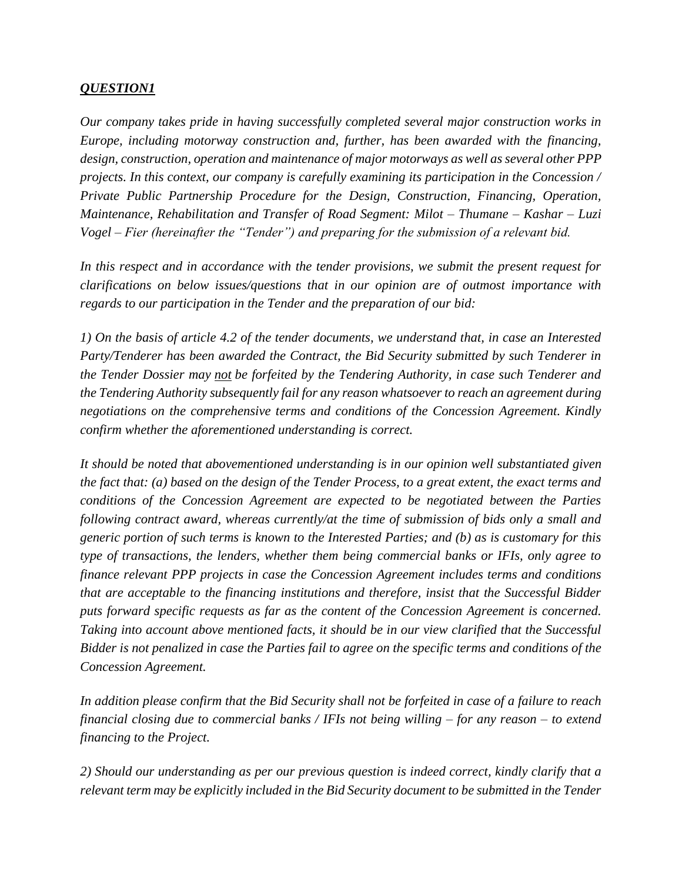***QUESTION1***

*Our company takes pride in having successfully completed several major construction works in Europe, including motorway construction and, further, has been awarded with the financing, design, construction, operation and maintenance of major motorways as well as several other PPP projects. In this context, our company is carefully examining its participation in the Concession / Private Public Partnership Procedure for the Design, Construction, Financing, Operation, Maintenance, Rehabilitation and Transfer of Road Segment: Milot – Thumane – Kashar – Luzi Vogel – Fier (hereinafter the "Tender") and preparing for the submission of a relevant bid.*

*In this respect and in accordance with the tender provisions, we submit the present request for clarifications on below issues/questions that in our opinion are of outmost importance with regards to our participation in the Tender and the preparation of our bid:*

*1) On the basis of article 4.2 of the tender documents, we understand that, in case an Interested Party/Tenderer has been awarded the Contract, the Bid Security submitted by such Tenderer in the Tender Dossier may <u>not</u> be forfeited by the Tendering Authority, in case such Tenderer and the Tendering Authority subsequently fail for any reason whatsoever to reach an agreement during negotiations on the comprehensive terms and conditions of the Concession Agreement. Kindly confirm whether the aforementioned understanding is correct.*

*It should be noted that abovementioned understanding is in our opinion well substantiated given the fact that: (a) based on the design of the Tender Process, to a great extent, the exact terms and conditions of the Concession Agreement are expected to be negotiated between the Parties following contract award, whereas currently/at the time of submission of bids only a small and generic portion of such terms is known to the Interested Parties; and (b) as is customary for this type of transactions, the lenders, whether them being commercial banks or IFIs, only agree to finance relevant PPP projects in case the Concession Agreement includes terms and conditions that are acceptable to the financing institutions and therefore, insist that the Successful Bidder puts forward specific requests as far as the content of the Concession Agreement is concerned. Taking into account above mentioned facts, it should be in our view clarified that the Successful Bidder is not penalized in case the Parties fail to agree on the specific terms and conditions of the Concession Agreement.*

*In addition please confirm that the Bid Security shall not be forfeited in case of a failure to reach financial closing due to commercial banks / IFIs not being willing – for any reason – to extend financing to the Project.*

*2) Should our understanding as per our previous question is indeed correct, kindly clarify that a relevant term may be explicitly included in the Bid Security document to be submitted in the Tender*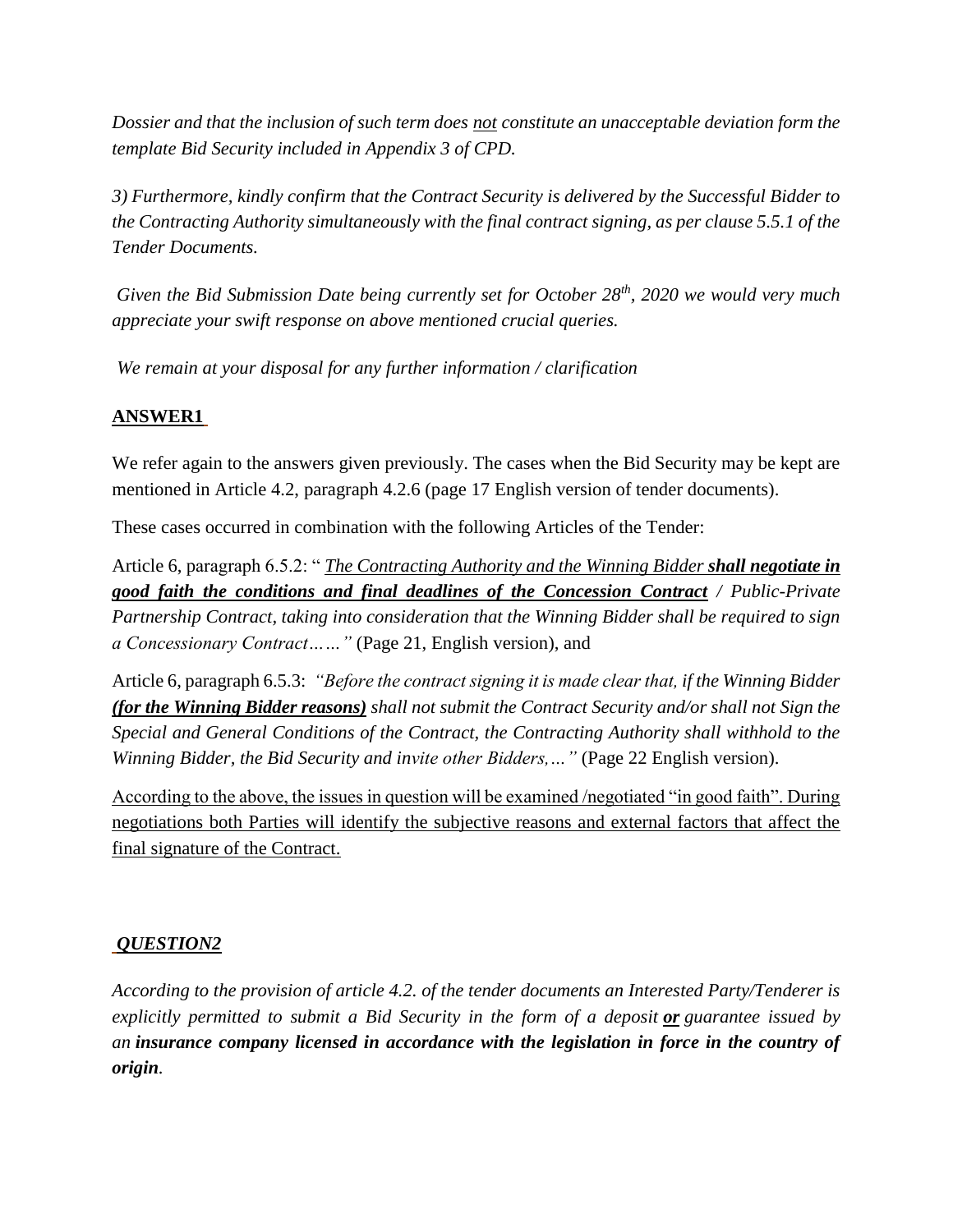*Dossier and that the inclusion of such term does not constitute an unacceptable deviation form the template Bid Security included in Appendix 3 of CPD.*

*3) Furthermore, kindly confirm that the Contract Security is delivered by the Successful Bidder to the Contracting Authority simultaneously with the final contract signing, as per clause 5.5.1 of the Tender Documents.*

*Given the Bid Submission Date being currently set for October 28th, 2020 we would very much appreciate your swift response on above mentioned crucial queries.*

*We remain at your disposal for any further information / clarification*

**ANSWER1**

We refer again to the answers given previously. The cases when the Bid Security may be kept are mentioned in Article 4.2, paragraph 4.2.6 (page 17 English version of tender documents).

These cases occurred in combination with the following Articles of the Tender:

Article 6, paragraph 6.5.2: " *The Contracting Authority and the Winning Bidder* ***shall negotiate in good faith the conditions and final deadlines of the Concession Contract*** */ Public-Private Partnership Contract, taking into consideration that the Winning Bidder shall be required to sign a Concessionary Contract……"* (Page 21, English version), and

Article 6, paragraph 6.5.3: *"Before the contract signing it is made clear that, if the Winning Bidder* ***(for the Winning Bidder reasons)*** *shall not submit the Contract Security and/or shall not Sign the Special and General Conditions of the Contract, the Contracting Authority shall withhold to the Winning Bidder, the Bid Security and invite other Bidders,…"* (Page 22 English version).

According to the above, the issues in question will be examined /negotiated "in good faith". During negotiations both Parties will identify the subjective reasons and external factors that affect the final signature of the Contract.

***QUESTION2***

*According to the provision of article 4.2. of the tender documents an Interested Party/Tenderer is explicitly permitted to submit a Bid Security in the form of a deposit* ***or*** *guarantee issued by an* ***insurance company licensed in accordance with the legislation in force in the country of origin****.*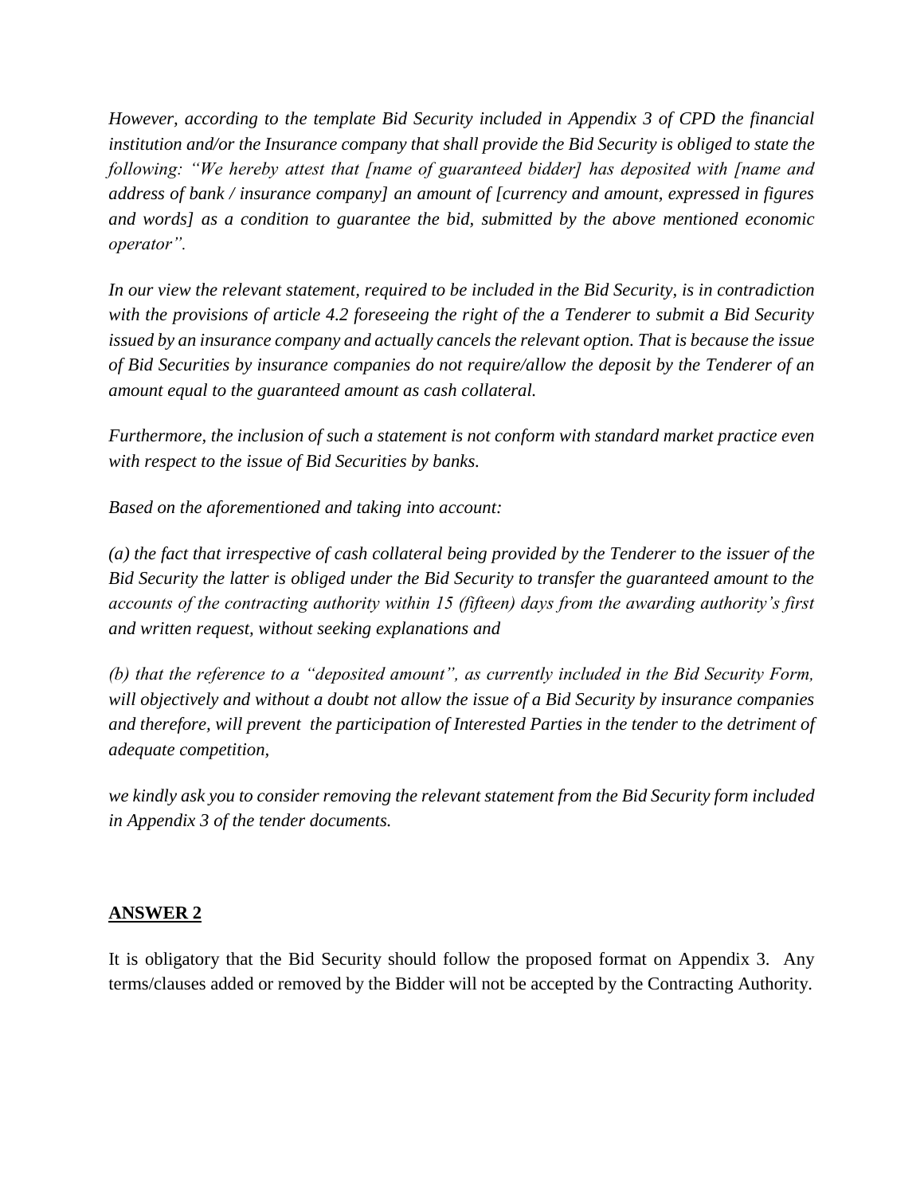*However, according to the template Bid Security included in Appendix 3 of CPD the financial institution and/or the Insurance company that shall provide the Bid Security is obliged to state the following: "We hereby attest that [name of guaranteed bidder] has deposited with [name and address of bank / insurance company] an amount of [currency and amount, expressed in figures and words] as a condition to guarantee the bid, submitted by the above mentioned economic operator".*

*In our view the relevant statement, required to be included in the Bid Security, is in contradiction with the provisions of article 4.2 foreseeing the right of the a Tenderer to submit a Bid Security issued by an insurance company and actually cancels the relevant option. That is because the issue of Bid Securities by insurance companies do not require/allow the deposit by the Tenderer of an amount equal to the guaranteed amount as cash collateral.*

*Furthermore, the inclusion of such a statement is not conform with standard market practice even with respect to the issue of Bid Securities by banks.*

*Based on the aforementioned and taking into account:*

*(a) the fact that irrespective of cash collateral being provided by the Tenderer to the issuer of the Bid Security the latter is obliged under the Bid Security to transfer the guaranteed amount to the accounts of the contracting authority within 15 (fifteen) days from the awarding authority's first and written request, without seeking explanations and*

*(b) that the reference to a "deposited amount", as currently included in the Bid Security Form, will objectively and without a doubt not allow the issue of a Bid Security by insurance companies and therefore, will prevent the participation of Interested Parties in the tender to the detriment of adequate competition,*

*we kindly ask you to consider removing the relevant statement from the Bid Security form included in Appendix 3 of the tender documents.*

## ANSWER 2

It is obligatory that the Bid Security should follow the proposed format on Appendix 3. Any terms/clauses added or removed by the Bidder will not be accepted by the Contracting Authority.